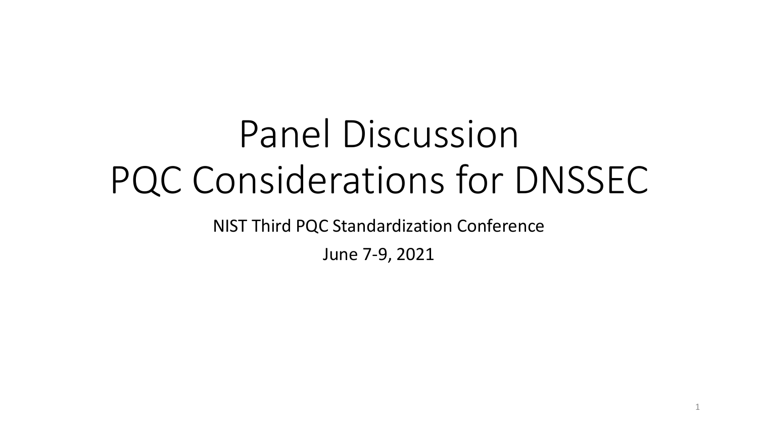# Panel Discussion
# PQC Considerations for DNSSEC

NIST Third PQC Standardization Conference

June 7-9, 2021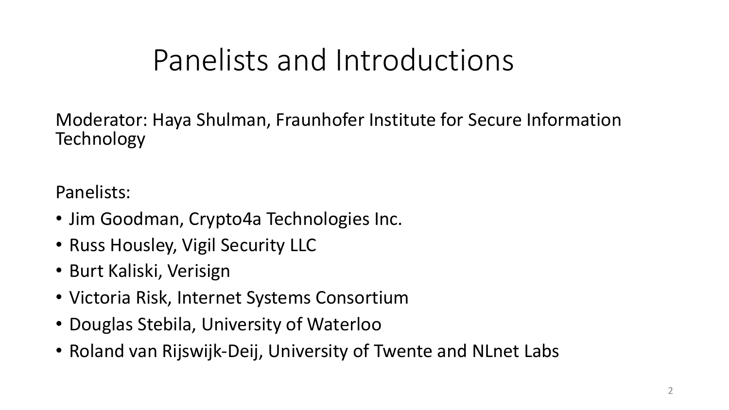# Panelists and Introductions

Moderator: Haya Shulman, Fraunhofer Institute for Secure Information Technology

Panelists:

- Jim Goodman, Crypto4a Technologies Inc.
- Russ Housley, Vigil Security LLC
- Burt Kaliski, Verisign
- Victoria Risk, Internet Systems Consortium
- Douglas Stebila, University of Waterloo
- Roland van Rijswijk-Deij, University of Twente and NLnet Labs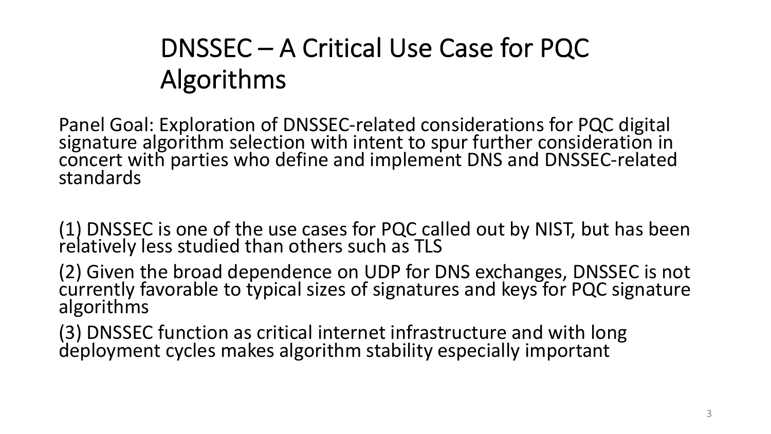# DNSSEC – A Critical Use Case for PQC Algorithms

Panel Goal: Exploration of DNSSEC-related considerations for PQC digital signature algorithm selection with intent to spur further consideration in concert with parties who define and implement DNS and DNSSEC-related standards

(1) DNSSEC is one of the use cases for PQC called out by NIST, but has been relatively less studied than others such as TLS

(2) Given the broad dependence on UDP for DNS exchanges, DNSSEC is not currently favorable to typical sizes of signatures and keys for PQC signature algorithms

(3) DNSSEC function as critical internet infrastructure and with long deployment cycles makes algorithm stability especially important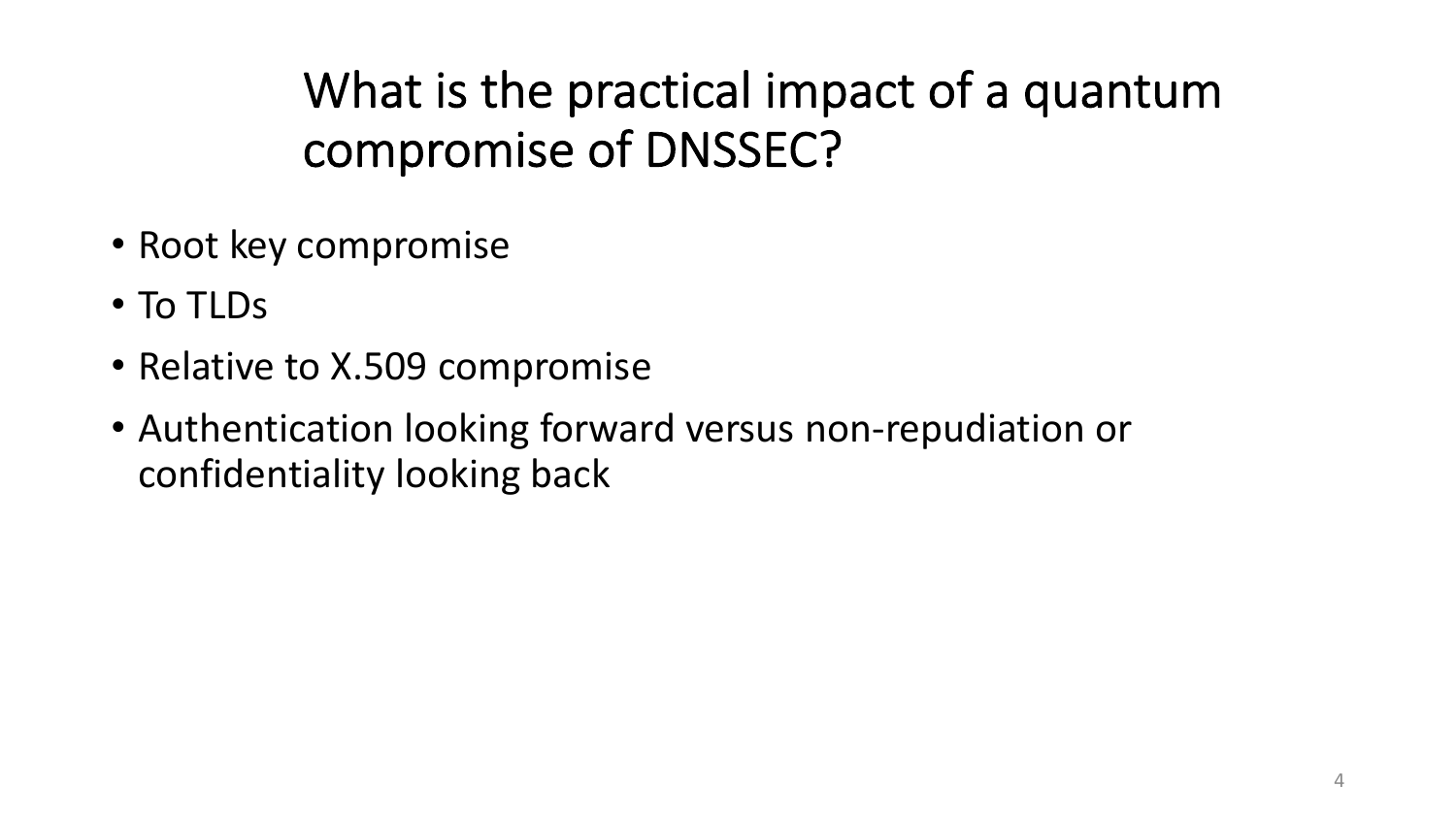# What is the practical impact of a quantum compromise of DNSSEC?

- Root key compromise
- To TLDs
- Relative to X.509 compromise
- Authentication looking forward versus non-repudiation or confidentiality looking back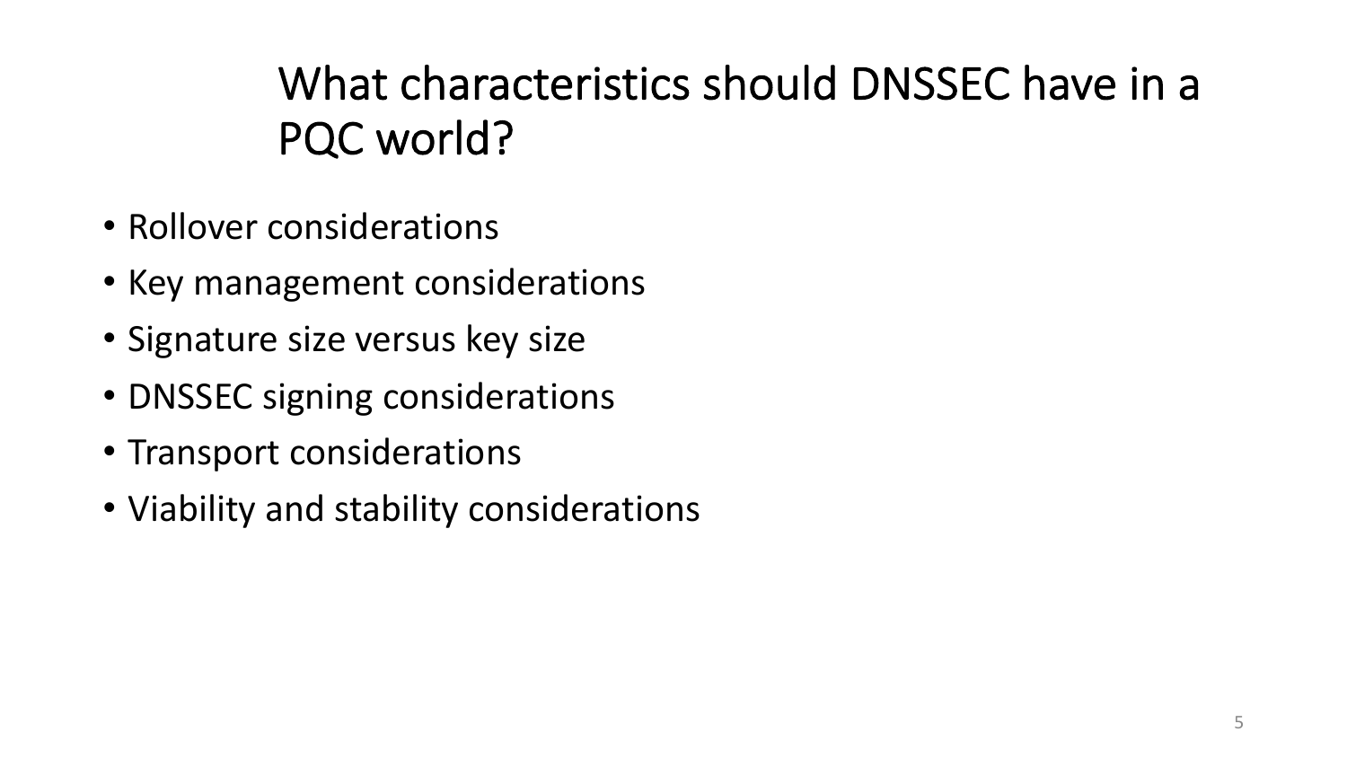# What characteristics should DNSSEC have in a PQC world?

- Rollover considerations
- Key management considerations
- Signature size versus key size
- DNSSEC signing considerations
- Transport considerations
- Viability and stability considerations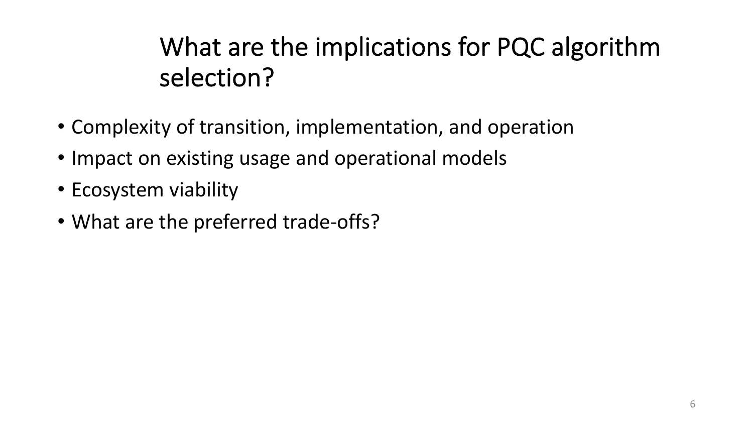# What are the implications for PQC algorithm selection?

- Complexity of transition, implementation, and operation
- Impact on existing usage and operational models
- Ecosystem viability
- What are the preferred trade-offs?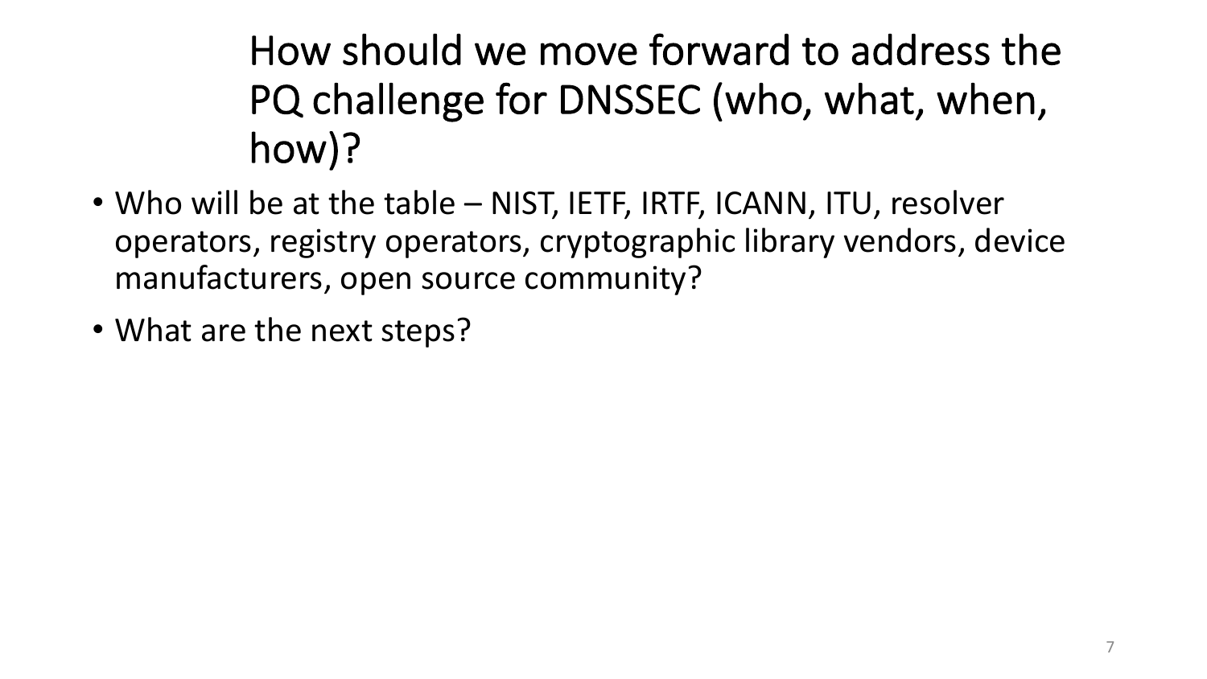# How should we move forward to address the PQ challenge for DNSSEC (who, what, when, how)?

- Who will be at the table – NIST, IETF, IRTF, ICANN, ITU, resolver operators, registry operators, cryptographic library vendors, device manufacturers, open source community?
- What are the next steps?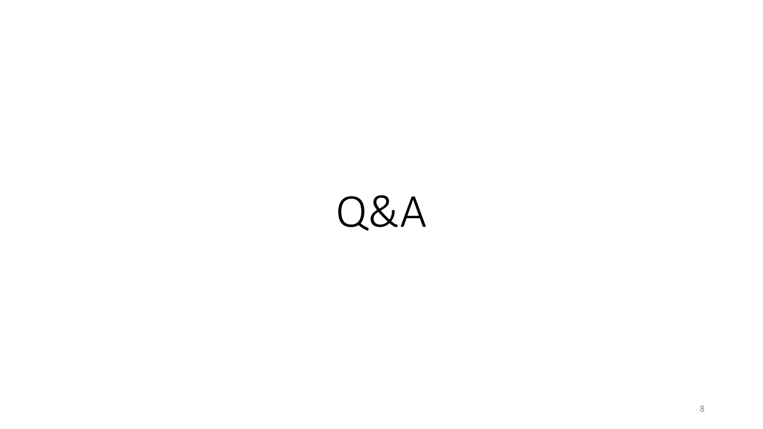# Q&A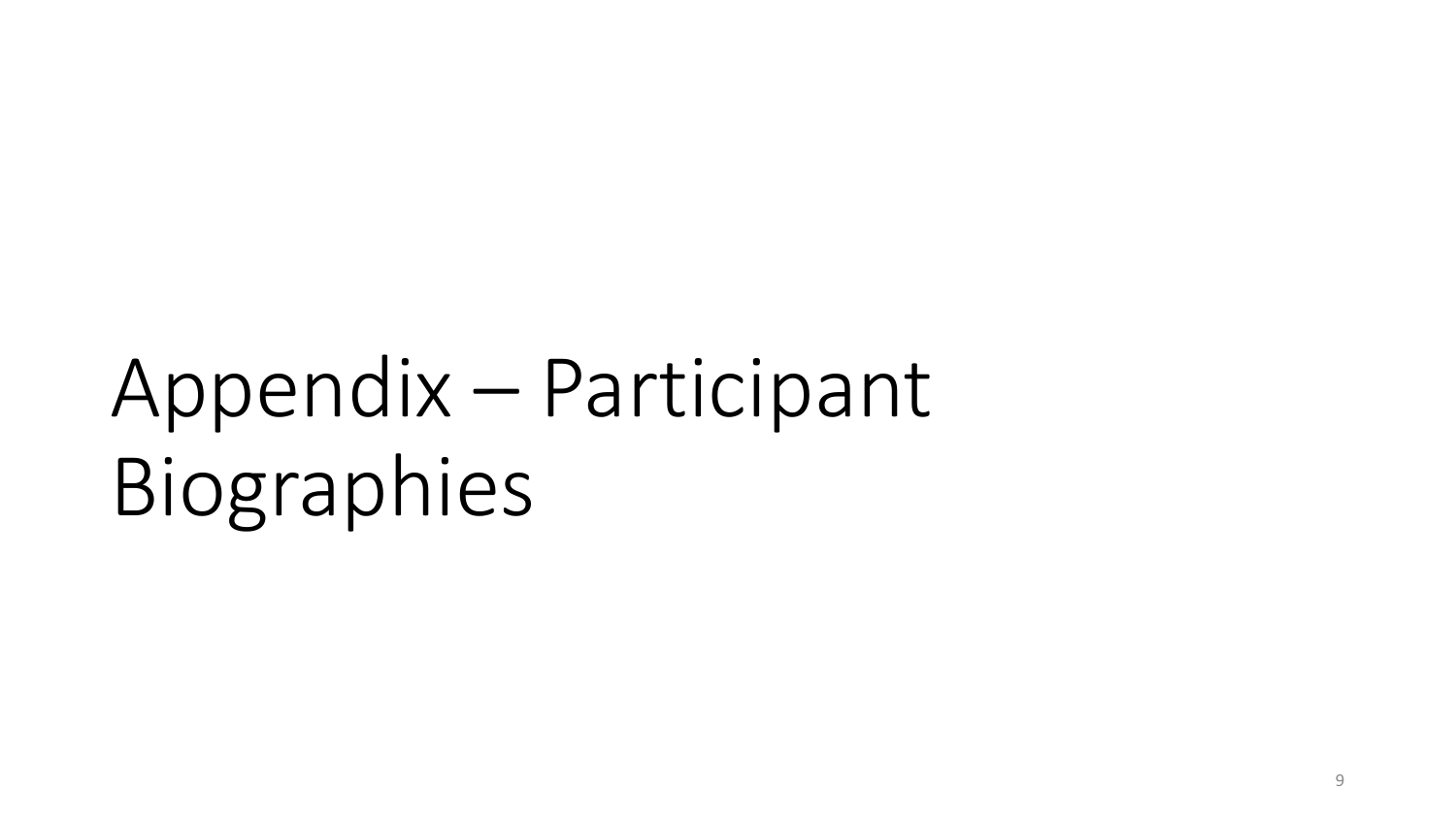# Appendix – Participant Biographies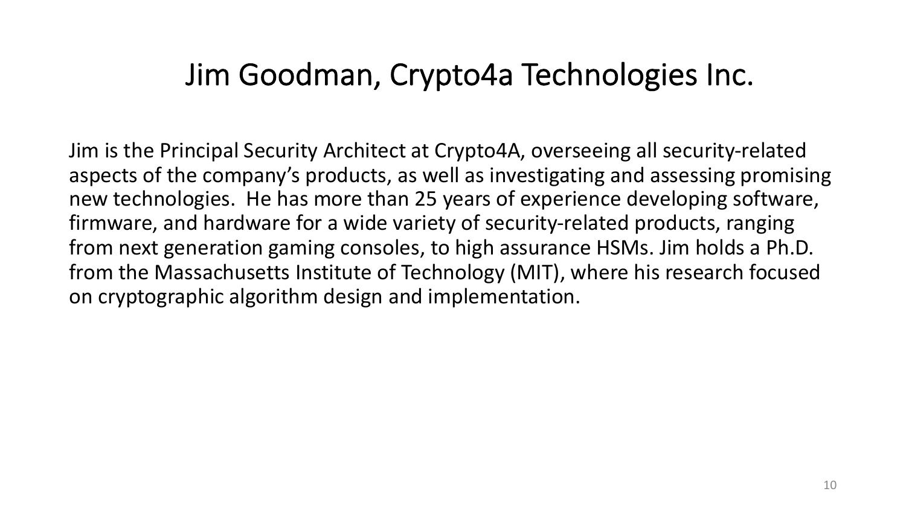# Jim Goodman, Crypto4a Technologies Inc.

Jim is the Principal Security Architect at Crypto4A, overseeing all security-related aspects of the company's products, as well as investigating and assessing promising new technologies. He has more than 25 years of experience developing software, firmware, and hardware for a wide variety of security-related products, ranging from next generation gaming consoles, to high assurance HSMs. Jim holds a Ph.D. from the Massachusetts Institute of Technology (MIT), where his research focused on cryptographic algorithm design and implementation.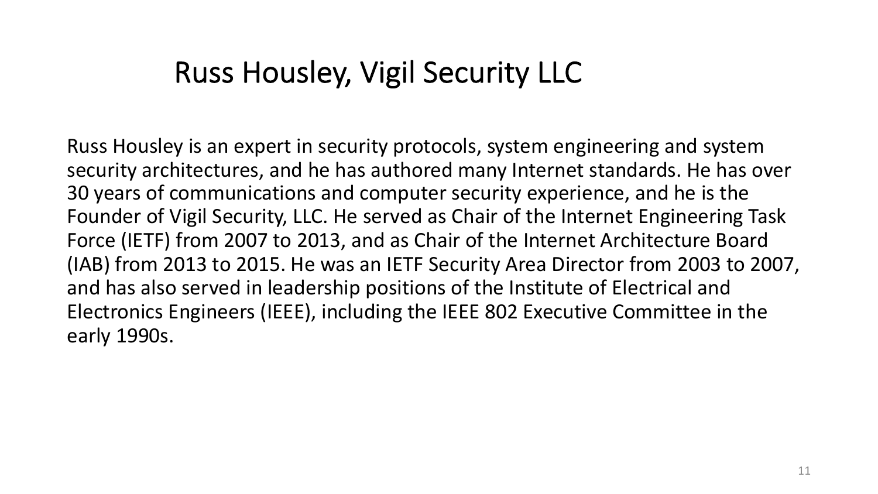# Russ Housley, Vigil Security LLC

Russ Housley is an expert in security protocols, system engineering and system security architectures, and he has authored many Internet standards. He has over 30 years of communications and computer security experience, and he is the Founder of Vigil Security, LLC. He served as Chair of the Internet Engineering Task Force (IETF) from 2007 to 2013, and as Chair of the Internet Architecture Board (IAB) from 2013 to 2015. He was an IETF Security Area Director from 2003 to 2007, and has also served in leadership positions of the Institute of Electrical and Electronics Engineers (IEEE), including the IEEE 802 Executive Committee in the early 1990s.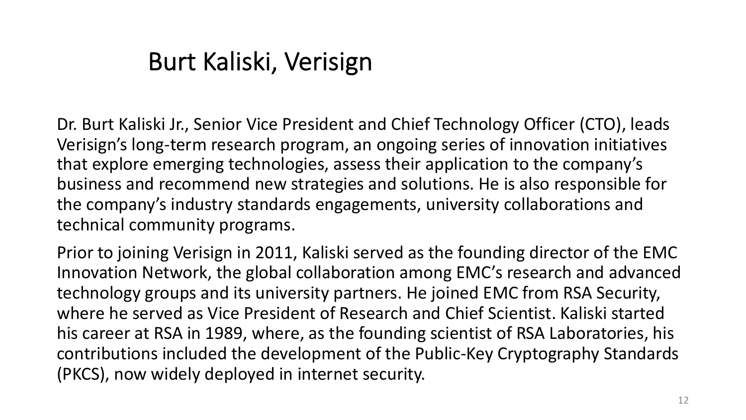# Burt Kaliski, Verisign

Dr. Burt Kaliski Jr., Senior Vice President and Chief Technology Officer (CTO), leads Verisign's long-term research program, an ongoing series of innovation initiatives that explore emerging technologies, assess their application to the company's business and recommend new strategies and solutions. He is also responsible for the company's industry standards engagements, university collaborations and technical community programs.

Prior to joining Verisign in 2011, Kaliski served as the founding director of the EMC Innovation Network, the global collaboration among EMC's research and advanced technology groups and its university partners. He joined EMC from RSA Security, where he served as Vice President of Research and Chief Scientist. Kaliski started his career at RSA in 1989, where, as the founding scientist of RSA Laboratories, his contributions included the development of the Public-Key Cryptography Standards (PKCS), now widely deployed in internet security.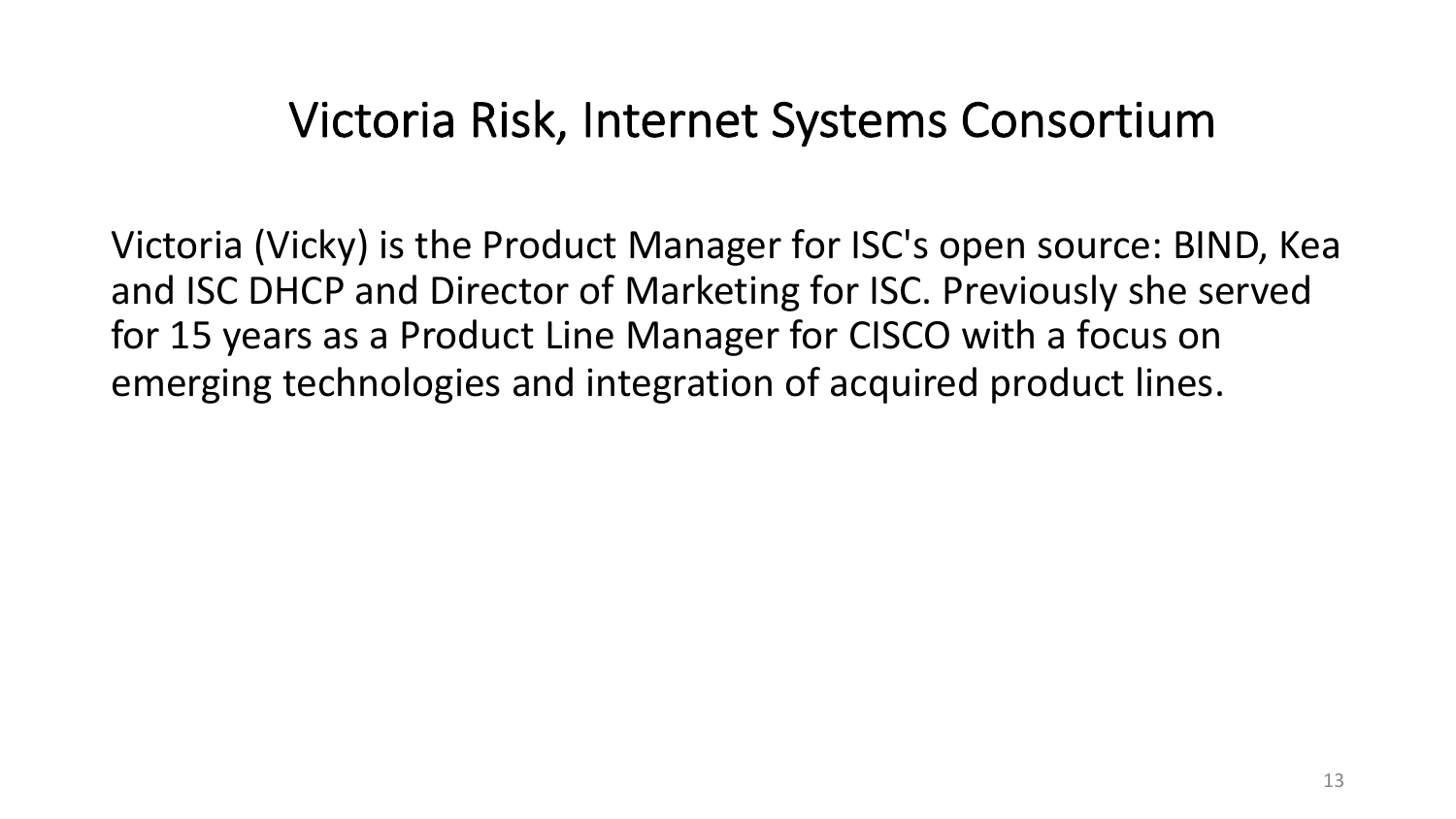# Victoria Risk, Internet Systems Consortium

Victoria (Vicky) is the Product Manager for ISC's open source: BIND, Kea and ISC DHCP and Director of Marketing for ISC. Previously she served for 15 years as a Product Line Manager for CISCO with a focus on emerging technologies and integration of acquired product lines.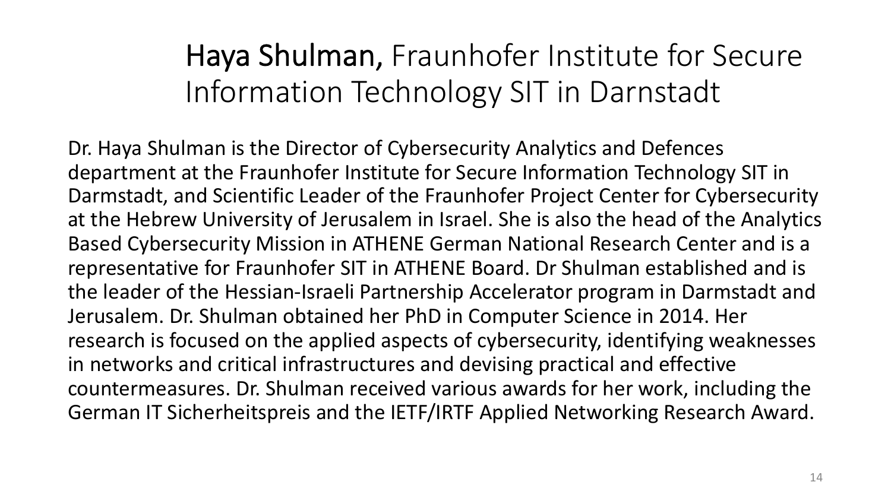# **Haya Shulman,** Fraunhofer Institute for Secure Information Technology SIT in Darnstadt

Dr. Haya Shulman is the Director of Cybersecurity Analytics and Defences department at the Fraunhofer Institute for Secure Information Technology SIT in Darmstadt, and Scientific Leader of the Fraunhofer Project Center for Cybersecurity at the Hebrew University of Jerusalem in Israel. She is also the head of the Analytics Based Cybersecurity Mission in ATHENE German National Research Center and is a representative for Fraunhofer SIT in ATHENE Board. Dr Shulman established and is the leader of the Hessian-Israeli Partnership Accelerator program in Darmstadt and Jerusalem. Dr. Shulman obtained her PhD in Computer Science in 2014. Her research is focused on the applied aspects of cybersecurity, identifying weaknesses in networks and critical infrastructures and devising practical and effective countermeasures. Dr. Shulman received various awards for her work, including the German IT Sicherheitspreis and the IETF/IRTF Applied Networking Research Award.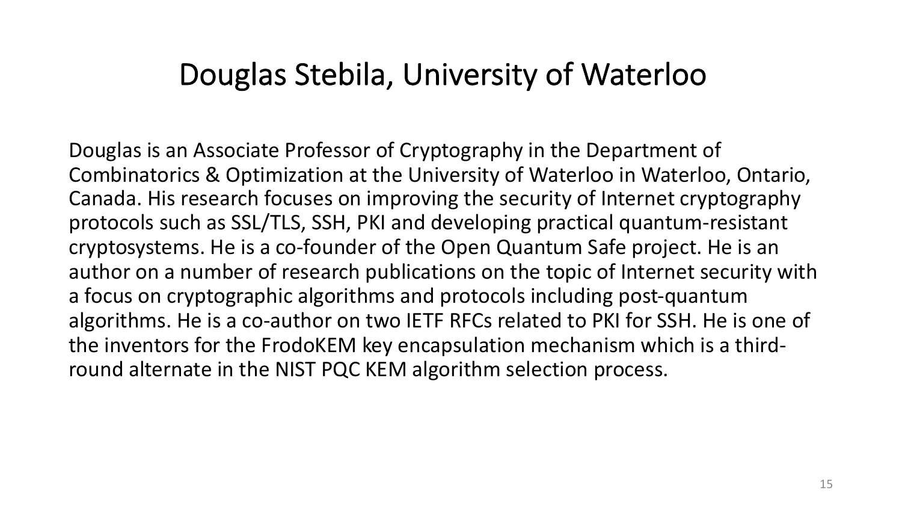# Douglas Stebila, University of Waterloo

Douglas is an Associate Professor of Cryptography in the Department of Combinatorics & Optimization at the University of Waterloo in Waterloo, Ontario, Canada. His research focuses on improving the security of Internet cryptography protocols such as SSL/TLS, SSH, PKI and developing practical quantum-resistant cryptosystems. He is a co-founder of the Open Quantum Safe project. He is an author on a number of research publications on the topic of Internet security with a focus on cryptographic algorithms and protocols including post-quantum algorithms. He is a co-author on two IETF RFCs related to PKI for SSH. He is one of the inventors for the FrodoKEM key encapsulation mechanism which is a third-round alternate in the NIST PQC KEM algorithm selection process.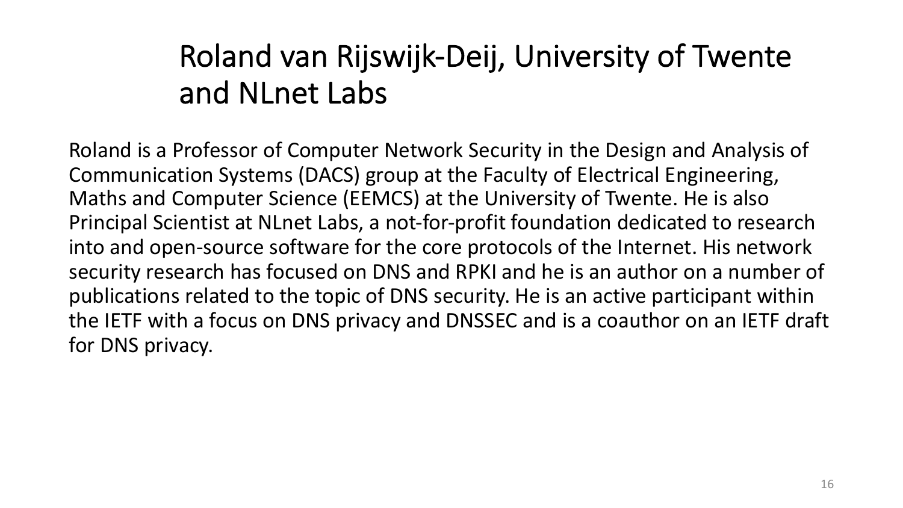# Roland van Rijswijk-Deij, University of Twente and NLnet Labs

Roland is a Professor of Computer Network Security in the Design and Analysis of Communication Systems (DACS) group at the Faculty of Electrical Engineering, Maths and Computer Science (EEMCS) at the University of Twente. He is also Principal Scientist at NLnet Labs, a not-for-profit foundation dedicated to research into and open-source software for the core protocols of the Internet. His network security research has focused on DNS and RPKI and he is an author on a number of publications related to the topic of DNS security. He is an active participant within the IETF with a focus on DNS privacy and DNSSEC and is a coauthor on an IETF draft for DNS privacy.